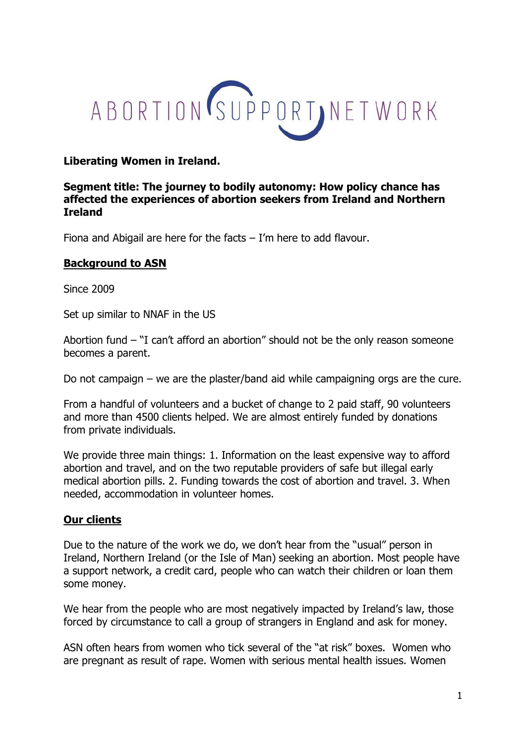ABORTION SUPPORT NETWORK

**Liberating Women in Ireland.**

**Segment title: The journey to bodily autonomy: How policy chance has affected the experiences of abortion seekers from Ireland and Northern Ireland**

Fiona and Abigail are here for the facts – I'm here to add flavour.

## Background to ASN

Since 2009

Set up similar to NNAF in the US

Abortion fund – "I can't afford an abortion" should not be the only reason someone becomes a parent.

Do not campaign – we are the plaster/band aid while campaigning orgs are the cure.

From a handful of volunteers and a bucket of change to 2 paid staff, 90 volunteers and more than 4500 clients helped. We are almost entirely funded by donations from private individuals.

We provide three main things: 1. Information on the least expensive way to afford abortion and travel, and on the two reputable providers of safe but illegal early medical abortion pills. 2. Funding towards the cost of abortion and travel. 3. When needed, accommodation in volunteer homes.

## Our clients

Due to the nature of the work we do, we don't hear from the "usual" person in Ireland, Northern Ireland (or the Isle of Man) seeking an abortion. Most people have a support network, a credit card, people who can watch their children or loan them some money.

We hear from the people who are most negatively impacted by Ireland's law, those forced by circumstance to call a group of strangers in England and ask for money.

ASN often hears from women who tick several of the "at risk" boxes. Women who are pregnant as result of rape. Women with serious mental health issues. Women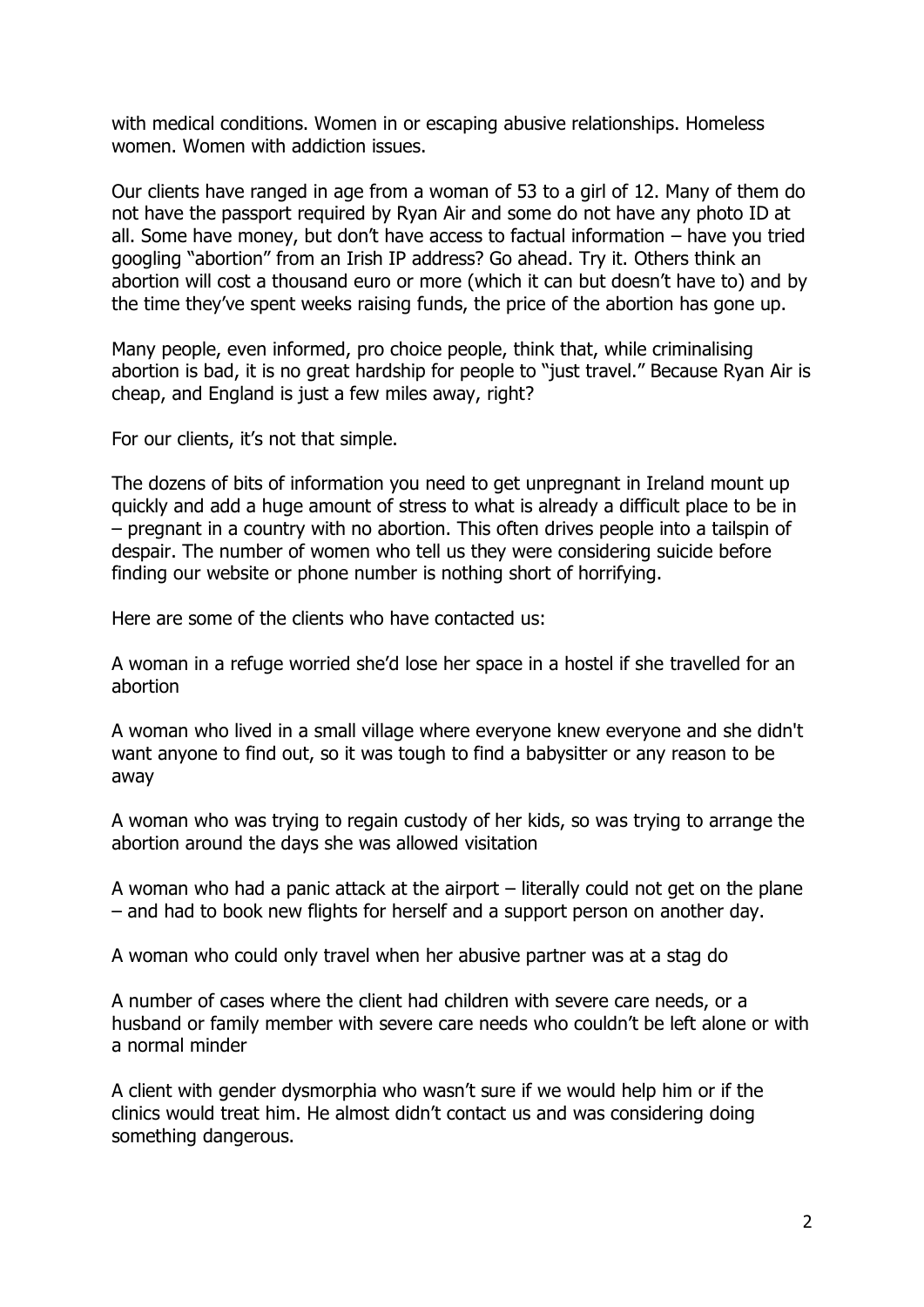with medical conditions. Women in or escaping abusive relationships. Homeless women. Women with addiction issues.

Our clients have ranged in age from a woman of 53 to a girl of 12. Many of them do not have the passport required by Ryan Air and some do not have any photo ID at all. Some have money, but don't have access to factual information – have you tried googling "abortion" from an Irish IP address? Go ahead. Try it. Others think an abortion will cost a thousand euro or more (which it can but doesn't have to) and by the time they've spent weeks raising funds, the price of the abortion has gone up.

Many people, even informed, pro choice people, think that, while criminalising abortion is bad, it is no great hardship for people to "just travel." Because Ryan Air is cheap, and England is just a few miles away, right?

For our clients, it's not that simple.

The dozens of bits of information you need to get unpregnant in Ireland mount up quickly and add a huge amount of stress to what is already a difficult place to be in – pregnant in a country with no abortion. This often drives people into a tailspin of despair. The number of women who tell us they were considering suicide before finding our website or phone number is nothing short of horrifying.

Here are some of the clients who have contacted us:

A woman in a refuge worried she'd lose her space in a hostel if she travelled for an abortion

A woman who lived in a small village where everyone knew everyone and she didn't want anyone to find out, so it was tough to find a babysitter or any reason to be away

A woman who was trying to regain custody of her kids, so was trying to arrange the abortion around the days she was allowed visitation

A woman who had a panic attack at the airport – literally could not get on the plane – and had to book new flights for herself and a support person on another day.

A woman who could only travel when her abusive partner was at a stag do

A number of cases where the client had children with severe care needs, or a husband or family member with severe care needs who couldn't be left alone or with a normal minder

A client with gender dysmorphia who wasn't sure if we would help him or if the clinics would treat him. He almost didn't contact us and was considering doing something dangerous.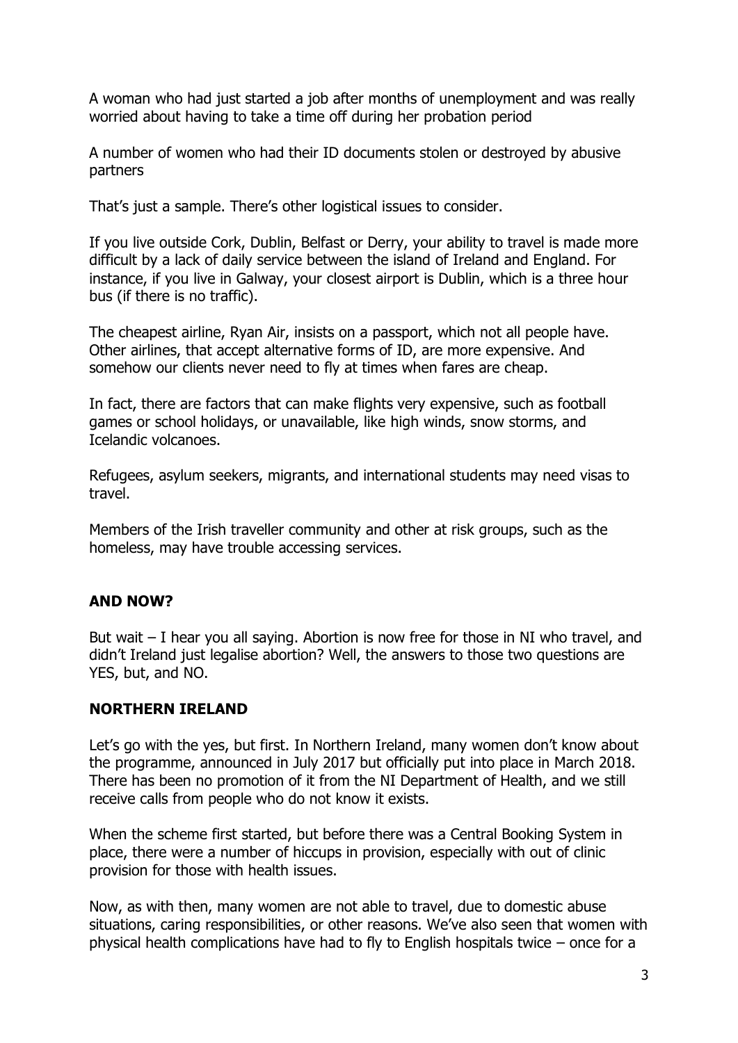A woman who had just started a job after months of unemployment and was really worried about having to take a time off during her probation period

A number of women who had their ID documents stolen or destroyed by abusive partners

That's just a sample. There's other logistical issues to consider.

If you live outside Cork, Dublin, Belfast or Derry, your ability to travel is made more difficult by a lack of daily service between the island of Ireland and England. For instance, if you live in Galway, your closest airport is Dublin, which is a three hour bus (if there is no traffic).

The cheapest airline, Ryan Air, insists on a passport, which not all people have. Other airlines, that accept alternative forms of ID, are more expensive. And somehow our clients never need to fly at times when fares are cheap.

In fact, there are factors that can make flights very expensive, such as football games or school holidays, or unavailable, like high winds, snow storms, and Icelandic volcanoes.

Refugees, asylum seekers, migrants, and international students may need visas to travel.

Members of the Irish traveller community and other at risk groups, such as the homeless, may have trouble accessing services.

## AND NOW?

But wait – I hear you all saying. Abortion is now free for those in NI who travel, and didn't Ireland just legalise abortion? Well, the answers to those two questions are YES, but, and NO.

## NORTHERN IRELAND

Let's go with the yes, but first. In Northern Ireland, many women don't know about the programme, announced in July 2017 but officially put into place in March 2018. There has been no promotion of it from the NI Department of Health, and we still receive calls from people who do not know it exists.

When the scheme first started, but before there was a Central Booking System in place, there were a number of hiccups in provision, especially with out of clinic provision for those with health issues.

Now, as with then, many women are not able to travel, due to domestic abuse situations, caring responsibilities, or other reasons. We've also seen that women with physical health complications have had to fly to English hospitals twice – once for a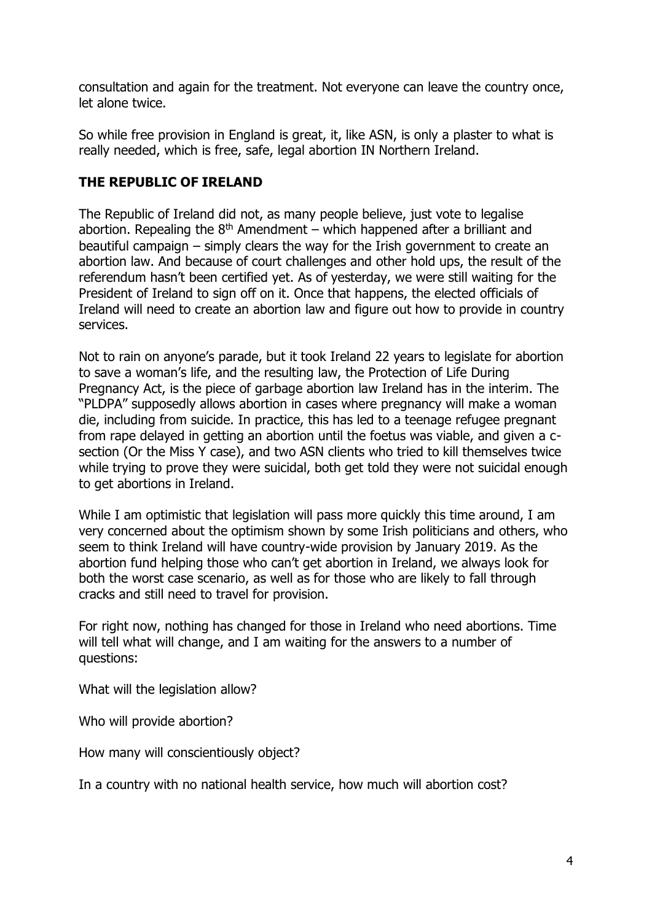consultation and again for the treatment. Not everyone can leave the country once, let alone twice.

So while free provision in England is great, it, like ASN, is only a plaster to what is really needed, which is free, safe, legal abortion IN Northern Ireland.

## THE REPUBLIC OF IRELAND

The Republic of Ireland did not, as many people believe, just vote to legalise abortion. Repealing the 8th Amendment – which happened after a brilliant and beautiful campaign – simply clears the way for the Irish government to create an abortion law. And because of court challenges and other hold ups, the result of the referendum hasn't been certified yet. As of yesterday, we were still waiting for the President of Ireland to sign off on it. Once that happens, the elected officials of Ireland will need to create an abortion law and figure out how to provide in country services.

Not to rain on anyone's parade, but it took Ireland 22 years to legislate for abortion to save a woman's life, and the resulting law, the Protection of Life During Pregnancy Act, is the piece of garbage abortion law Ireland has in the interim. The "PLDPA" supposedly allows abortion in cases where pregnancy will make a woman die, including from suicide. In practice, this has led to a teenage refugee pregnant from rape delayed in getting an abortion until the foetus was viable, and given a c-section (Or the Miss Y case), and two ASN clients who tried to kill themselves twice while trying to prove they were suicidal, both get told they were not suicidal enough to get abortions in Ireland.

While I am optimistic that legislation will pass more quickly this time around, I am very concerned about the optimism shown by some Irish politicians and others, who seem to think Ireland will have country-wide provision by January 2019. As the abortion fund helping those who can't get abortion in Ireland, we always look for both the worst case scenario, as well as for those who are likely to fall through cracks and still need to travel for provision.

For right now, nothing has changed for those in Ireland who need abortions. Time will tell what will change, and I am waiting for the answers to a number of questions:

What will the legislation allow?

Who will provide abortion?

How many will conscientiously object?

In a country with no national health service, how much will abortion cost?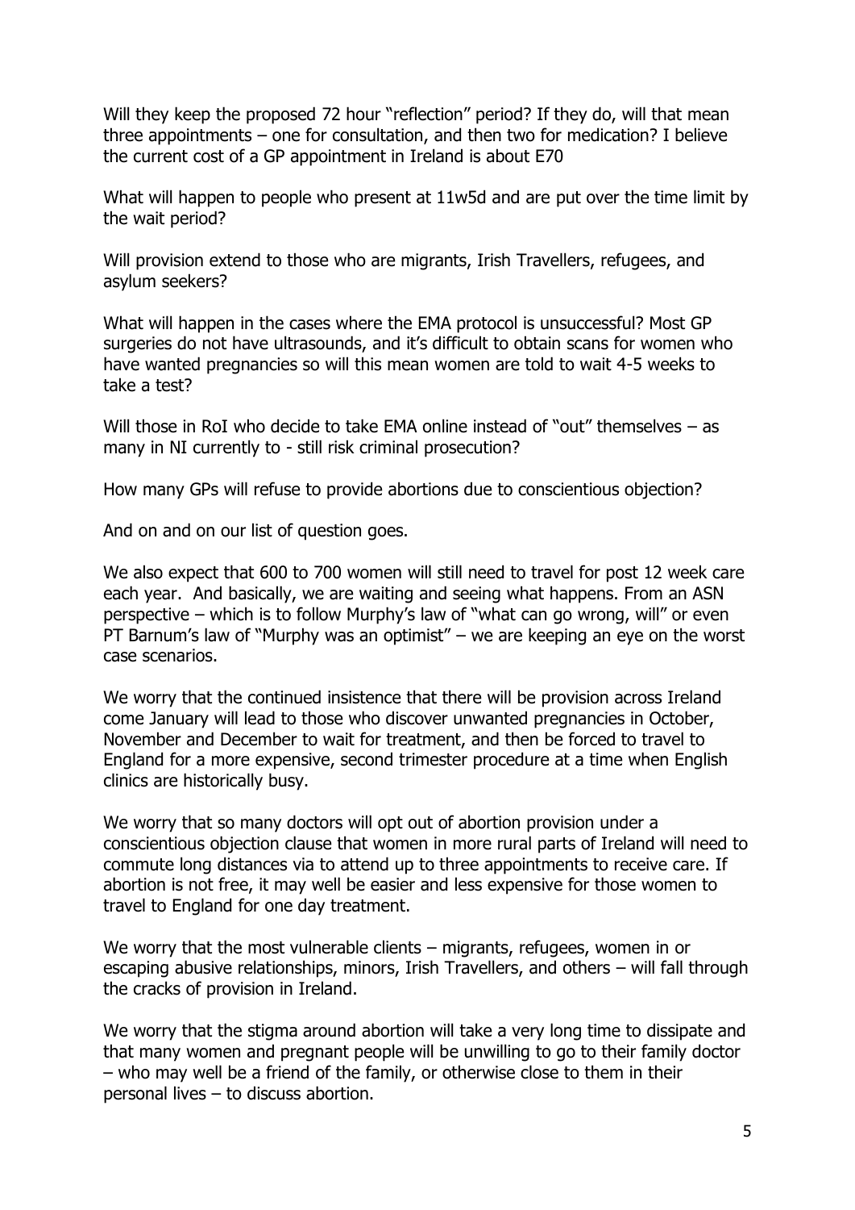Will they keep the proposed 72 hour "reflection" period? If they do, will that mean three appointments – one for consultation, and then two for medication? I believe the current cost of a GP appointment in Ireland is about E70

What will happen to people who present at 11w5d and are put over the time limit by the wait period?

Will provision extend to those who are migrants, Irish Travellers, refugees, and asylum seekers?

What will happen in the cases where the EMA protocol is unsuccessful? Most GP surgeries do not have ultrasounds, and it's difficult to obtain scans for women who have wanted pregnancies so will this mean women are told to wait 4-5 weeks to take a test?

Will those in RoI who decide to take EMA online instead of "out" themselves – as many in NI currently to - still risk criminal prosecution?

How many GPs will refuse to provide abortions due to conscientious objection?

And on and on our list of question goes.

We also expect that 600 to 700 women will still need to travel for post 12 week care each year. And basically, we are waiting and seeing what happens. From an ASN perspective – which is to follow Murphy's law of "what can go wrong, will" or even PT Barnum's law of "Murphy was an optimist" – we are keeping an eye on the worst case scenarios.

We worry that the continued insistence that there will be provision across Ireland come January will lead to those who discover unwanted pregnancies in October, November and December to wait for treatment, and then be forced to travel to England for a more expensive, second trimester procedure at a time when English clinics are historically busy.

We worry that so many doctors will opt out of abortion provision under a conscientious objection clause that women in more rural parts of Ireland will need to commute long distances via to attend up to three appointments to receive care. If abortion is not free, it may well be easier and less expensive for those women to travel to England for one day treatment.

We worry that the most vulnerable clients – migrants, refugees, women in or escaping abusive relationships, minors, Irish Travellers, and others – will fall through the cracks of provision in Ireland.

We worry that the stigma around abortion will take a very long time to dissipate and that many women and pregnant people will be unwilling to go to their family doctor – who may well be a friend of the family, or otherwise close to them in their personal lives – to discuss abortion.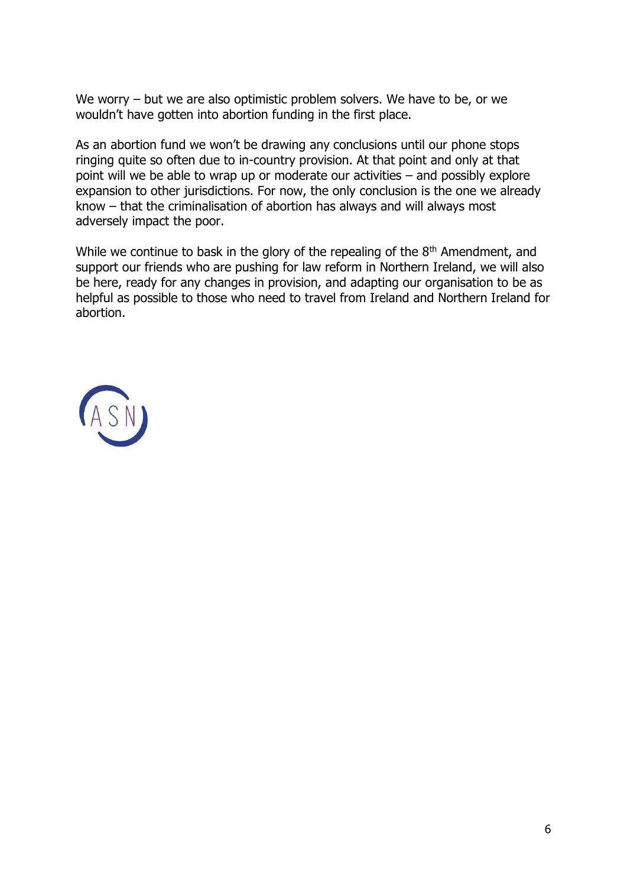We worry – but we are also optimistic problem solvers. We have to be, or we wouldn't have gotten into abortion funding in the first place.

As an abortion fund we won't be drawing any conclusions until our phone stops ringing quite so often due to in-country provision. At that point and only at that point will we be able to wrap up or moderate our activities – and possibly explore expansion to other jurisdictions. For now, the only conclusion is the one we already know – that the criminalisation of abortion has always and will always most adversely impact the poor.

While we continue to bask in the glory of the repealing of the 8th Amendment, and support our friends who are pushing for law reform in Northern Ireland, we will also be here, ready for any changes in provision, and adapting our organisation to be as helpful as possible to those who need to travel from Ireland and Northern Ireland for abortion.

ASN